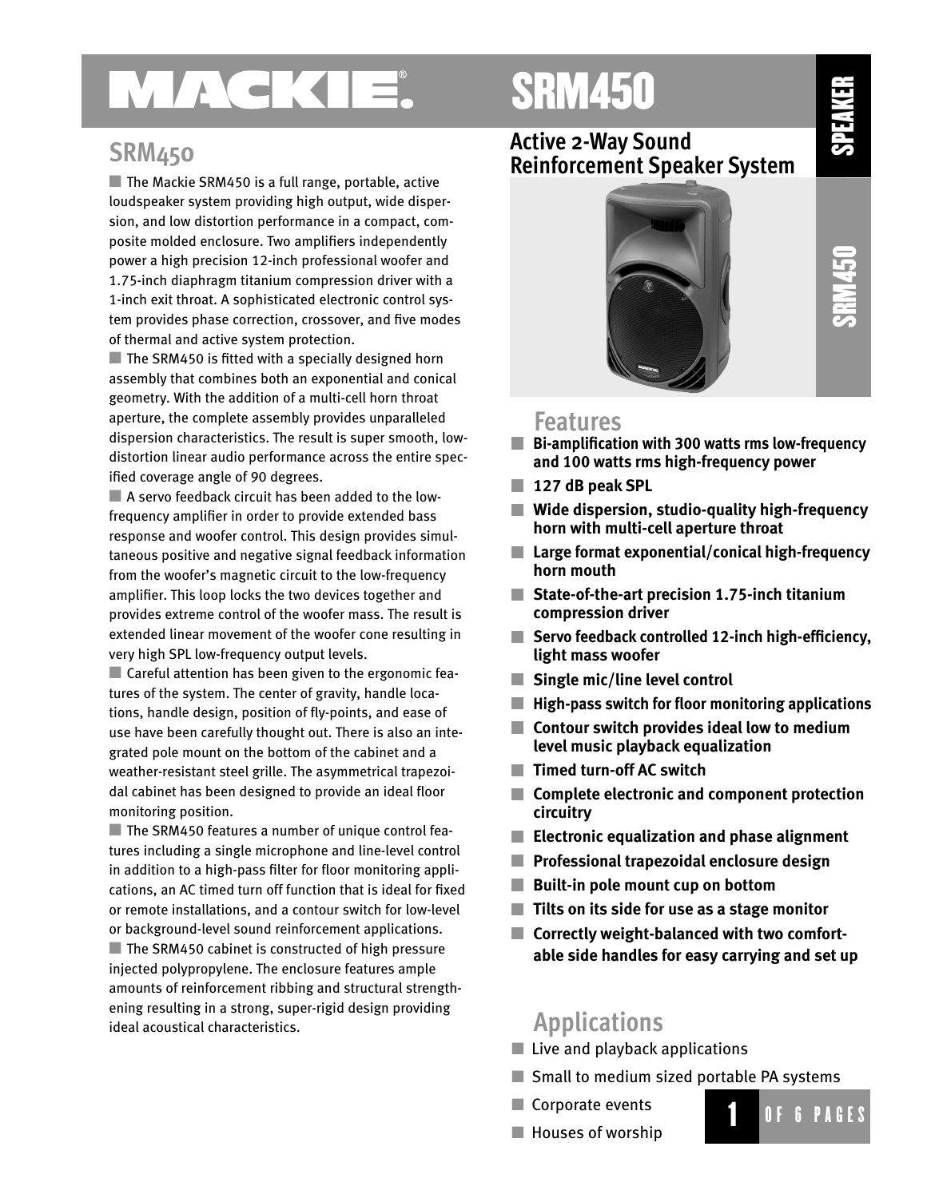# MACKIE. SRM450

## SRM450

The Mackie SRM450 is a full range, portable, active loudspeaker system providing high output, wide dispersion, and low distortion performance in a compact, composite molded enclosure. Two amplifiers independently power a high precision 12-inch professional woofer and 1.75-inch diaphragm titanium compression driver with a 1-inch exit throat. A sophisticated electronic control system provides phase correction, crossover, and five modes of thermal and active system protection.

The SRM450 is fitted with a specially designed horn assembly that combines both an exponential and conical geometry. With the addition of a multi-cell horn throat aperture, the complete assembly provides unparalleled dispersion characteristics. The result is super smooth, low-distortion linear audio performance across the entire specified coverage angle of 90 degrees.

A servo feedback circuit has been added to the low-frequency amplifier in order to provide extended bass response and woofer control. This design provides simultaneous positive and negative signal feedback information from the woofer's magnetic circuit to the low-frequency amplifier. This loop locks the two devices together and provides extreme control of the woofer mass. The result is extended linear movement of the woofer cone resulting in very high SPL low-frequency output levels.

Careful attention has been given to the ergonomic features of the system. The center of gravity, handle locations, handle design, position of fly-points, and ease of use have been carefully thought out. There is also an integrated pole mount on the bottom of the cabinet and a weather-resistant steel grille. The asymmetrical trapezoidal cabinet has been designed to provide an ideal floor monitoring position.

The SRM450 features a number of unique control features including a single microphone and line-level control in addition to a high-pass filter for floor monitoring applications, an AC timed turn off function that is ideal for fixed or remote installations, and a contour switch for low-level or background-level sound reinforcement applications.

The SRM450 cabinet is constructed of high pressure injected polypropylene. The enclosure features ample amounts of reinforcement ribbing and structural strengthening resulting in a strong, super-rigid design providing ideal acoustical characteristics.

## Active 2-Way Sound Reinforcement Speaker System

## Features

- **Bi-amplification with 300 watts rms low-frequency and 100 watts rms high-frequency power**
- **127 dB peak SPL**
- **Wide dispersion, studio-quality high-frequency horn with multi-cell aperture throat**
- **Large format exponential/conical high-frequency horn mouth**
- **State-of-the-art precision 1.75-inch titanium compression driver**
- **Servo feedback controlled 12-inch high-efficiency, light mass woofer**
- **Single mic/line level control**
- **High-pass switch for floor monitoring applications**
- **Contour switch provides ideal low to medium level music playback equalization**
- **Timed turn-off AC switch**
- **Complete electronic and component protection circuitry**
- **Electronic equalization and phase alignment**
- **Professional trapezoidal enclosure design**
- **Built-in pole mount cup on bottom**
- **Tilts on its side for use as a stage monitor**
- **Correctly weight-balanced with two comfortable side handles for easy carrying and set up**

## Applications

- Live and playback applications
- Small to medium sized portable PA systems
- Corporate events
- Houses of worship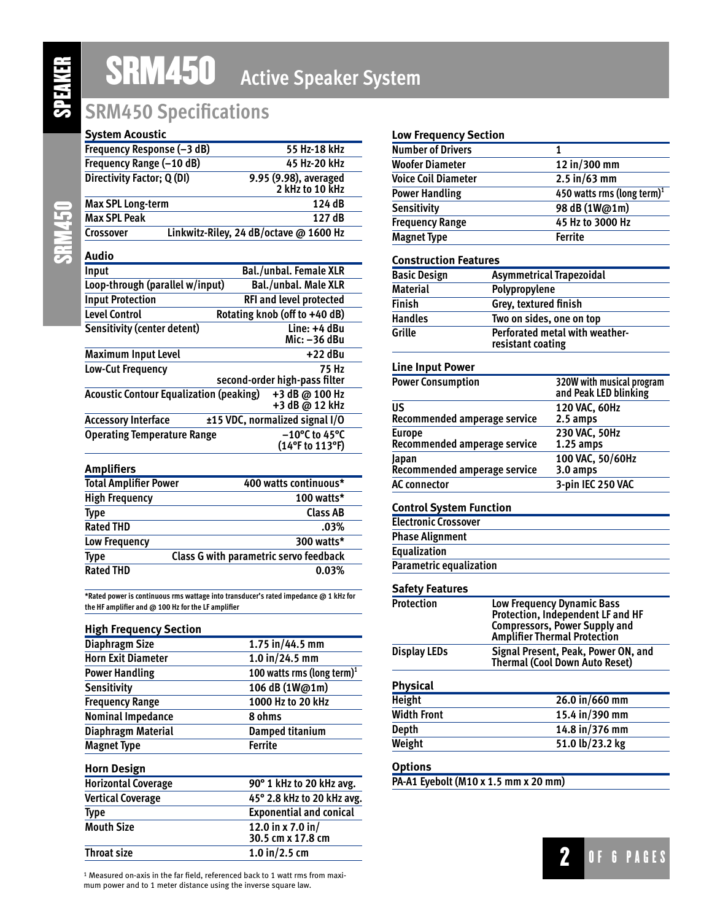# SRM450 Active Speaker System

## SRM450 Specifications

### System Acoustic

| | |
|---|---|
| Frequency Response (–3 dB) | 55 Hz-18 kHz |
| Frequency Range (–10 dB) | 45 Hz-20 kHz |
| Directivity Factor; Q (DI) | 9.95 (9.98), averaged 2 kHz to 10 kHz |
| Max SPL Long-term | 124 dB |
| Max SPL Peak | 127 dB |
| Crossover | Linkwitz-Riley, 24 dB/octave @ 1600 Hz |

### Audio

| | |
|---|---|
| Input | Bal./unbal. Female XLR |
| Loop-through (parallel w/input) | Bal./unbal. Male XLR |
| Input Protection | RFI and level protected |
| Level Control | Rotating knob (off to +40 dB) |
| Sensitivity (center detent) | Line: +4 dBu<br>Mic: –36 dBu |
| Maximum Input Level | +22 dBu |
| Low-Cut Frequency | 75 Hz<br>second-order high-pass filter |
| Acoustic Contour Equalization (peaking) | +3 dB @ 100 Hz<br>+3 dB @ 12 kHz |
| Accessory Interface | ±15 VDC, normalized signal I/O |
| Operating Temperature Range | –10°C to 45°C<br>(14°F to 113°F) |

### Amplifiers

| | |
|---|---|
| Total Amplifier Power | 400 watts continuous* |
| High Frequency | 100 watts* |
| Type | Class AB |
| Rated THD | .03% |
| Low Frequency | 300 watts* |
| Type | Class G with parametric servo feedback |
| Rated THD | 0.03% |

*Rated power is continuous rms wattage into transducer's rated impedance @ 1 kHz for the HF amplifier and @ 100 Hz for the LF amplifier

### High Frequency Section

| | |
|---|---|
| Diaphragm Size | 1.75 in/44.5 mm |
| Horn Exit Diameter | 1.0 in/24.5 mm |
| Power Handling | 100 watts rms (long term)[1] |
| Sensitivity | 106 dB (1W@1m) |
| Frequency Range | 1000 Hz to 20 kHz |
| Nominal Impedance | 8 ohms |
| Diaphragm Material | Damped titanium |
| Magnet Type | Ferrite |

### Horn Design

| | |
|---|---|
| Horizontal Coverage | 90° 1 kHz to 20 kHz avg. |
| Vertical Coverage | 45° 2.8 kHz to 20 kHz avg. |
| Type | Exponential and conical |
| Mouth Size | 12.0 in x 7.0 in/<br>30.5 cm x 17.8 cm |
| Throat size | 1.0 in/2.5 cm |

[1] Measured on-axis in the far field, referenced back to 1 watt rms from maximum power and to 1 meter distance using the inverse square law.

### Low Frequency Section

| | |
|---|---|
| Number of Drivers | 1 |
| Woofer Diameter | 12 in/300 mm |
| Voice Coil Diameter | 2.5 in/63 mm |
| Power Handling | 450 watts rms (long term)[1] |
| Sensitivity | 98 dB (1W@1m) |
| Frequency Range | 45 Hz to 3000 Hz |
| Magnet Type | Ferrite |

### Construction Features

| | |
|---|---|
| Basic Design | Asymmetrical Trapezoidal |
| Material | Polypropylene |
| Finish | Grey, textured finish |
| Handles | Two on sides, one on top |
| Grille | Perforated metal with weather-resistant coating |

### Line Input Power

| | |
|---|---|
| Power Consumption | 320W with musical program and Peak LED blinking |
| US<br>Recommended amperage service | 120 VAC, 60Hz<br>2.5 amps |
| Europe<br>Recommended amperage service | 230 VAC, 50Hz<br>1.25 amps |
| Japan<br>Recommended amperage service | 100 VAC, 50/60Hz<br>3.0 amps |
| AC connector | 3-pin IEC 250 VAC |

### Control System Function

- Electronic Crossover
- Phase Alignment
- Equalization
- Parametric equalization

### Safety Features

| | |
|---|---|
| Protection | Low Frequency Dynamic Bass Protection, Independent LF and HF Compressors, Power Supply and Amplifier Thermal Protection |
| Display LEDs | Signal Present, Peak, Power ON, and Thermal (Cool Down Auto Reset) |

### Physical

| | |
|---|---|
| Height | 26.0 in/660 mm |
| Width Front | 15.4 in/390 mm |
| Depth | 14.8 in/376 mm |
| Weight | 51.0 lb/23.2 kg |

### Options

PA-A1 Eyebolt (M10 x 1.5 mm x 20 mm)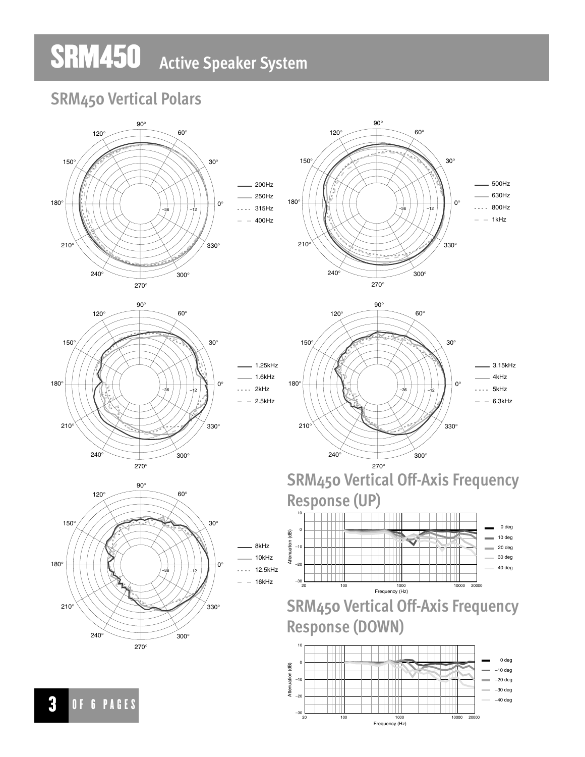# SRM450 Active Speaker System

## SRM450 Vertical Polars

200Hz
250Hz
315Hz
400Hz

500Hz
630Hz
800Hz
1kHz

1.25kHz
1.6kHz
2kHz
2.5kHz

3.15kHz
4kHz
5kHz
6.3kHz

8kHz
10kHz
12.5kHz
16kHz

## SRM450 Vertical Off-Axis Frequency Response (UP)

Attenuation (dB) vs. Frequency (Hz)

0 deg
10 deg
20 deg
30 deg
40 deg

## SRM450 Vertical Off-Axis Frequency Response (DOWN)

Attenuation (dB) vs. Frequency (Hz)

0 deg
–10 deg
–20 deg
–30 deg
–40 deg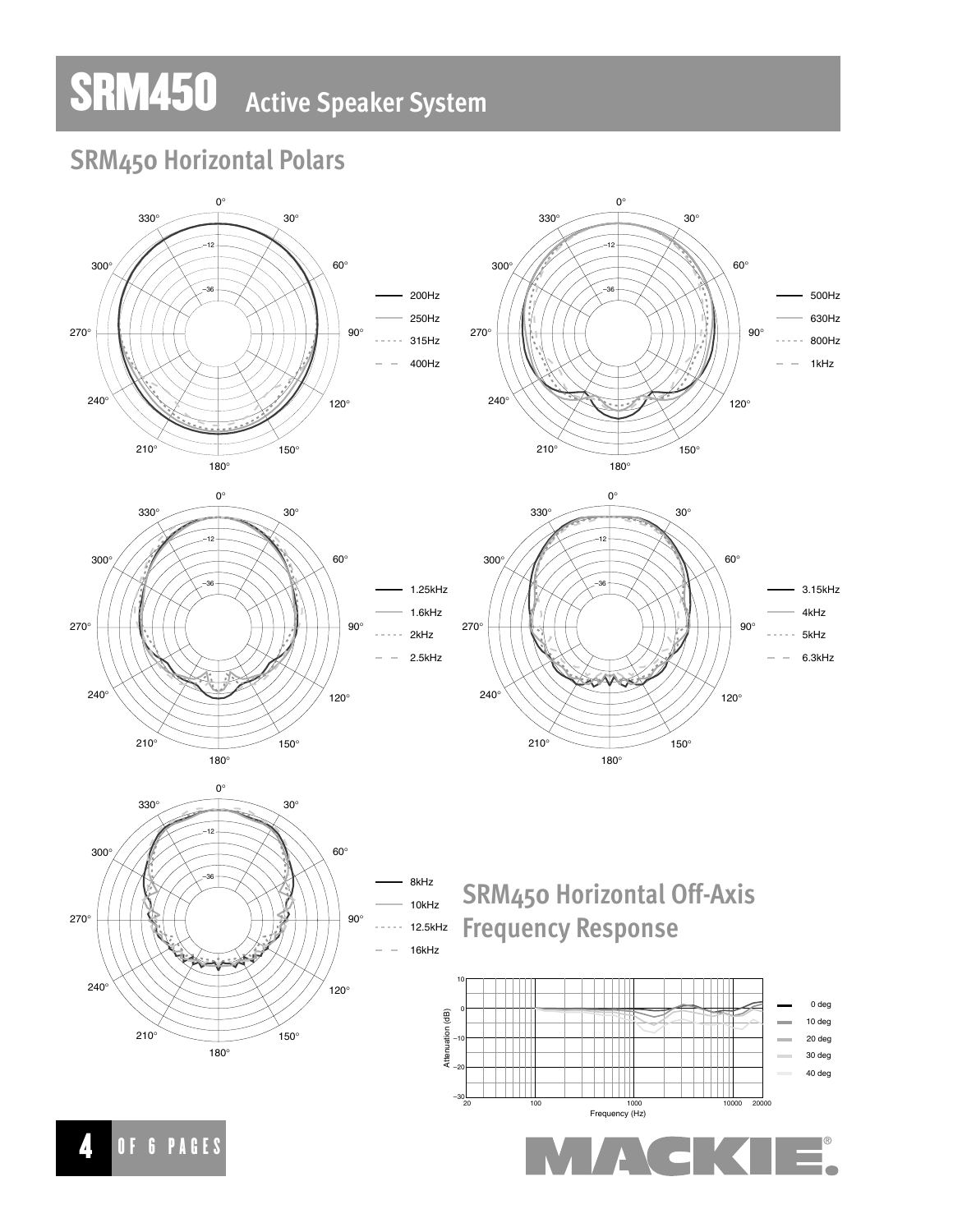## SRM450 Horizontal Polars

## SRM450 Horizontal Off-Axis Frequency Response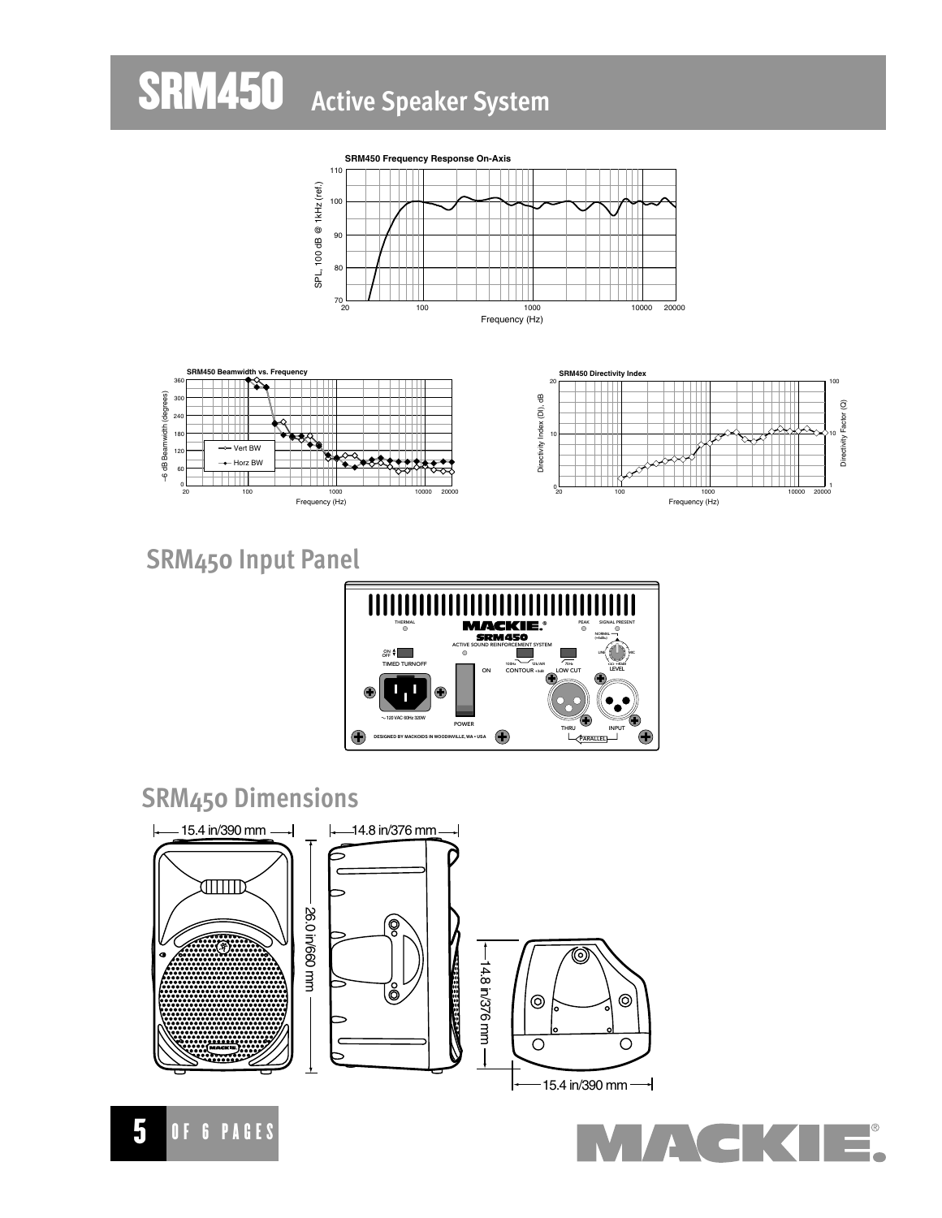# SRM450 Active Speaker System

**SRM450 Frequency Response On-Axis**

SPL, 100 dB @ 1kHz (ref.)

Frequency (Hz)

**SRM450 Beamwidth vs. Frequency**

–6 dB Beamwidth (degrees)

Vert BW

Horz BW

Frequency (Hz)

**SRM450 Directivity Index**

Directivity Index (DI), dB

Directivity Factor (Q)

Frequency (Hz)

## SRM450 Input Panel

THERMAL

MACKIE.

SRM450

ACTIVE SOUND REINFORCEMENT SYSTEM

PEAK

SIGNAL PRESENT

NORMAL (+4dBu)

LINE

MIC

LEVEL

ON / OFF

TIMED TURNOFF

ON

CONTOUR

LOW CUT

~120 VAC 60Hz 320W

POWER

THRU

INPUT

PARALLEL

DESIGNED BY MACKOIDS IN WOODINVILLE, WA • USA

## SRM450 Dimensions

15.4 in/390 mm

14.8 in/376 mm

26.0 in/660 mm

14.8 in/376 mm

15.4 in/390 mm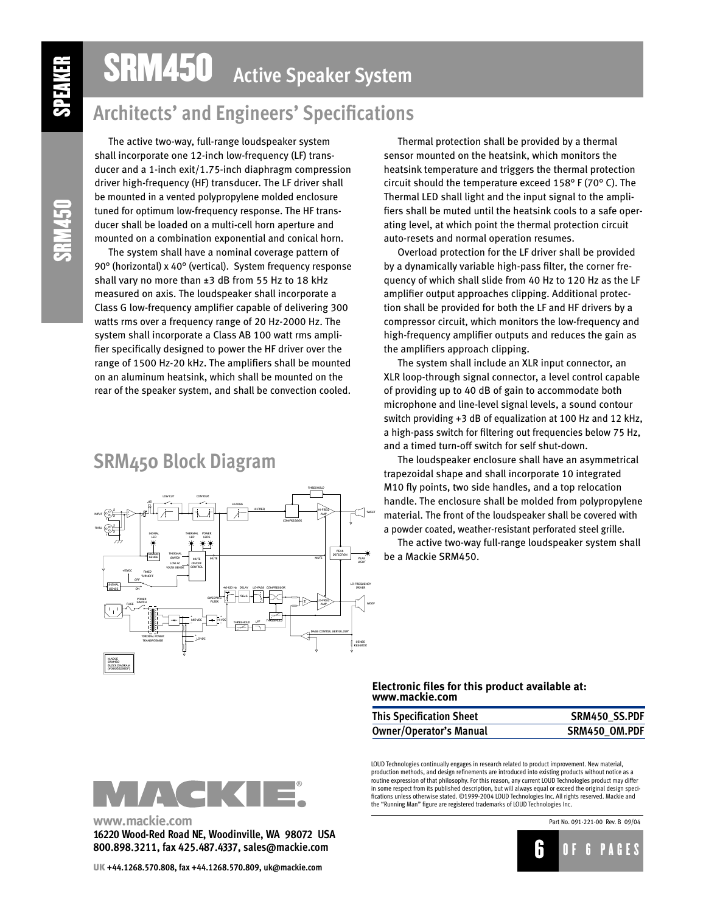# SRM450 Active Speaker System

## Architects' and Engineers' Specifications

The active two-way, full-range loudspeaker system shall incorporate one 12-inch low-frequency (LF) transducer and a 1-inch exit/1.75-inch diaphragm compression driver high-frequency (HF) transducer. The LF driver shall be mounted in a vented polypropylene molded enclosure tuned for optimum low-frequency response. The HF transducer shall be loaded on a multi-cell horn aperture and mounted on a combination exponential and conical horn.

The system shall have a nominal coverage pattern of 90° (horizontal) x 40° (vertical). System frequency response shall vary no more than ±3 dB from 55 Hz to 18 kHz measured on axis. The loudspeaker shall incorporate a Class G low-frequency amplifier capable of delivering 300 watts rms over a frequency range of 20 Hz-2000 Hz. The system shall incorporate a Class AB 100 watt rms amplifier specifically designed to power the HF driver over the range of 1500 Hz-20 kHz. The amplifiers shall be mounted on an aluminum heatsink, which shall be mounted on the rear of the speaker system, and shall be convection cooled.

Thermal protection shall be provided by a thermal sensor mounted on the heatsink, which monitors the heatsink temperature and triggers the thermal protection circuit should the temperature exceed 158° F (70° C). The Thermal LED shall light and the input signal to the amplifiers shall be muted until the heatsink cools to a safe operating level, at which point the thermal protection circuit auto-resets and normal operation resumes.

Overload protection for the LF driver shall be provided by a dynamically variable high-pass filter, the corner frequency of which shall slide from 40 Hz to 120 Hz as the LF amplifier output approaches clipping. Additional protection shall be provided for both the LF and HF drivers by a compressor circuit, which monitors the low-frequency and high-frequency amplifier outputs and reduces the gain as the amplifiers approach clipping.

The system shall include an XLR input connector, an XLR loop-through signal connector, a level control capable of providing up to 40 dB of gain to accommodate both microphone and line-level signal levels, a sound contour switch providing +3 dB of equalization at 100 Hz and 12 kHz, a high-pass switch for filtering out frequencies below 75 Hz, and a timed turn-off switch for self shut-down.

The loudspeaker enclosure shall have an asymmetrical trapezoidal shape and shall incorporate 10 integrated M10 fly points, two side handles, and a top relocation handle. The enclosure shall be molded from polypropylene material. The front of the loudspeaker shall be covered with a powder coated, weather-resistant perforated steel grille.

The active two-way full-range loudspeaker system shall be a Mackie SRM450.

## SRM450 Block Diagram

INPUT
THRU
LOW CUT
CONTOUR
HI-PASS
HI-FREQ
THRESHOLD
COMPRESSOR
HI-FREQ AMP
TWEET
SIGNAL LED
SIGNAL SENSE
THERMAL SWITCH
LOW AC VOLTS SENSE
THERMAL LED
POWER LEDS
MUTE ON/OFF CONTROL
MUTE
PEAK DETECTION
PEAK LIGHT
+15VDC
TIMED TURNOFF
OFF
ON
SIGNAL SENSE
FUSE
POWER SWITCH
TOROIDAL POWER TRANSFORMER
SWEEPING FILTER
40-120 Hz
DELAY
LO-PASS
COMPRESSOR
LO-FREQ AMP
LO-FREQUENCY DRIVER
WOOF
THRESHOLD
LPF
BASS CONTROL SERVO LOOP
SENSE RESISTOR
MACKIE SRM450 BLOCK DIAGRAM

**Electronic files for this product available at: www.mackie.com**

| | |
|---|---|
| **This Specification Sheet** | **SRM450_SS.PDF** |
| **Owner/Operator's Manual** | **SRM450_OM.PDF** |

LOUD Technologies continually engages in research related to product improvement. New material, production methods, and design refinements are introduced into existing products without notice as a routine expression of that philosophy. For this reason, any current LOUD Technologies product may differ in some respect from its published description, but will always equal or exceed the original design specifications unless otherwise stated. ©1999-2004 LOUD Technologies Inc. All rights reserved. Mackie and the "Running Man" figure are registered trademarks of LOUD Technologies Inc.

Part No. 091-221-00 Rev. B 09/04

MACKIE.

www.mackie.com
16220 Wood-Red Road NE, Woodinville, WA 98072 USA
800.898.3211, fax 425.487.4337, sales@mackie.com

UK +44.1268.570.808, fax +44.1268.570.809, uk@mackie.com